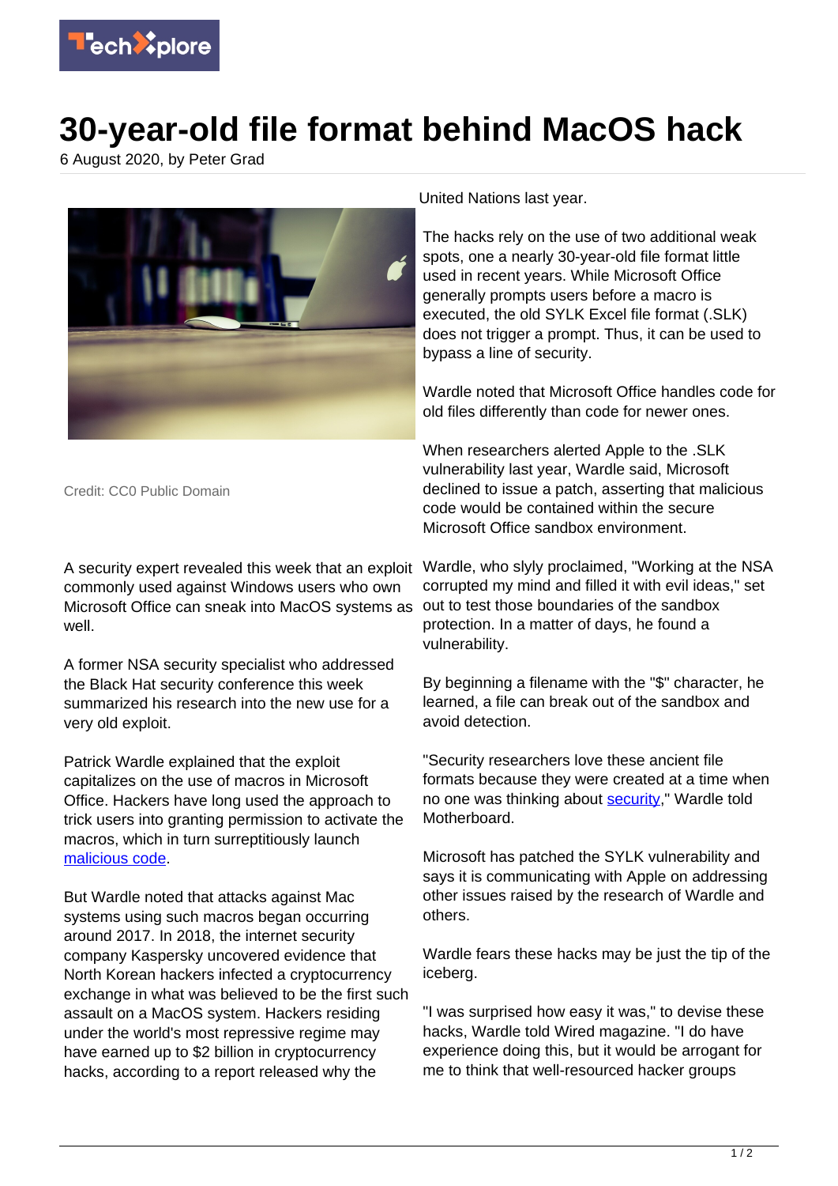# 30-year-old file format behind MacOS hack

6 August 2020, by Peter Grad

Credit: CC0 Public Domain

A security expert revealed this week that an exploit commonly used against Windows users who own Microsoft Office can sneak into MacOS systems as well.

A former NSA security specialist who addressed the Black Hat security conference this week summarized his research into the new use for a very old exploit.

Patrick Wardle explained that the exploit capitalizes on the use of macros in Microsoft Office. Hackers have long used the approach to trick users into granting permission to activate the macros, which in turn surreptitiously launch malicious code.

But Wardle noted that attacks against Mac systems using such macros began occurring around 2017. In 2018, the internet security company Kaspersky uncovered evidence that North Korean hackers infected a cryptocurrency exchange in what was believed to be the first such assault on a MacOS system. Hackers residing under the world's most repressive regime may have earned up to $2 billion in cryptocurrency hacks, according to a report released why the United Nations last year.

The hacks rely on the use of two additional weak spots, one a nearly 30-year-old file format little used in recent years. While Microsoft Office generally prompts users before a macro is executed, the old SYLK Excel file format (.SLK) does not trigger a prompt. Thus, it can be used to bypass a line of security.

Wardle noted that Microsoft Office handles code for old files differently than code for newer ones.

When researchers alerted Apple to the .SLK vulnerability last year, Wardle said, Microsoft declined to issue a patch, asserting that malicious code would be contained within the secure Microsoft Office sandbox environment.

Wardle, who slyly proclaimed, "Working at the NSA corrupted my mind and filled it with evil ideas," set out to test those boundaries of the sandbox protection. In a matter of days, he found a vulnerability.

By beginning a filename with the "$" character, he learned, a file can break out of the sandbox and avoid detection.

"Security researchers love these ancient file formats because they were created at a time when no one was thinking about security," Wardle told Motherboard.

Microsoft has patched the SYLK vulnerability and says it is communicating with Apple on addressing other issues raised by the research of Wardle and others.

Wardle fears these hacks may be just the tip of the iceberg.

"I was surprised how easy it was," to devise these hacks, Wardle told Wired magazine. "I do have experience doing this, but it would be arrogant for me to think that well-resourced hacker groups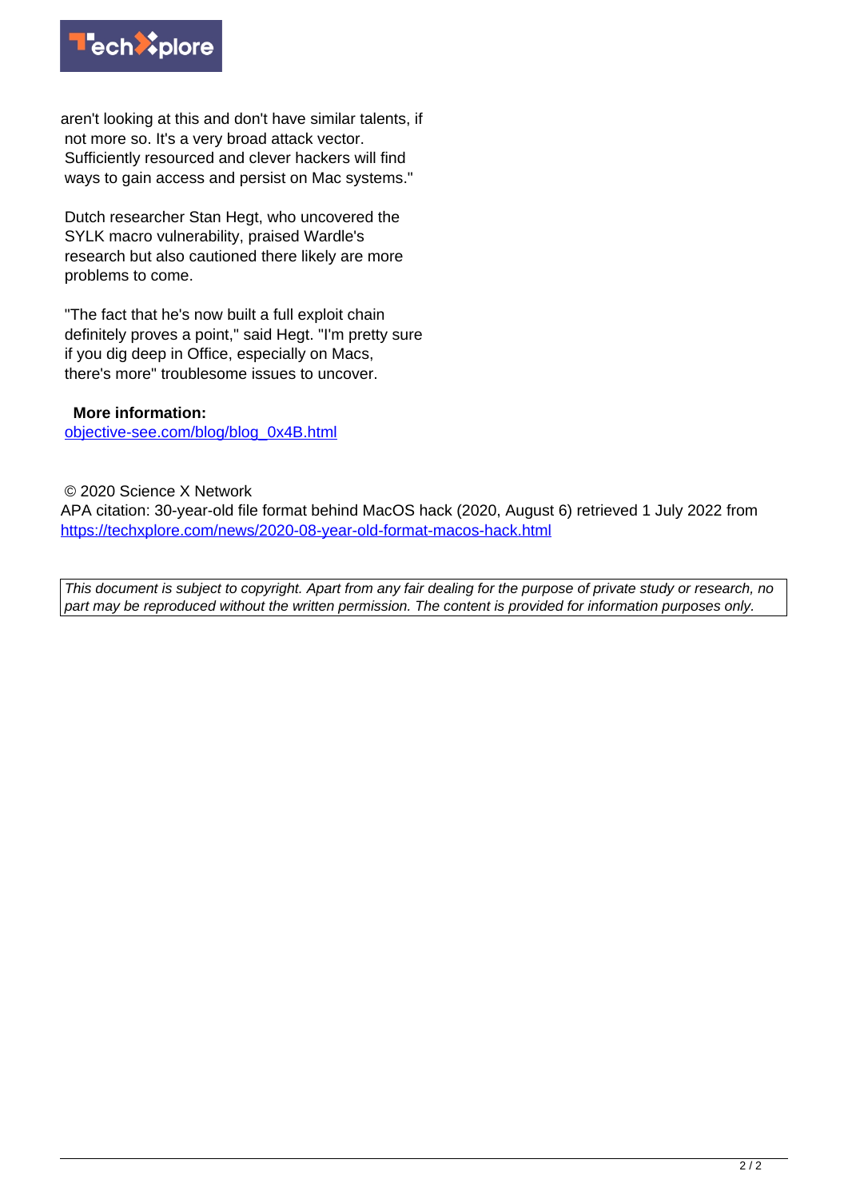aren't looking at this and don't have similar talents, if not more so. It's a very broad attack vector. Sufficiently resourced and clever hackers will find ways to gain access and persist on Mac systems."

Dutch researcher Stan Hegt, who uncovered the SYLK macro vulnerability, praised Wardle's research but also cautioned there likely are more problems to come.

"The fact that he's now built a full exploit chain definitely proves a point," said Hegt. "I'm pretty sure if you dig deep in Office, especially on Macs, there's more" troublesome issues to uncover.

**More information:** objective-see.com/blog/blog_0x4B.html

© 2020 Science X Network

APA citation: 30-year-old file format behind MacOS hack (2020, August 6) retrieved 1 July 2022 from https://techxplore.com/news/2020-08-year-old-format-macos-hack.html

*This document is subject to copyright. Apart from any fair dealing for the purpose of private study or research, no part may be reproduced without the written permission. The content is provided for information purposes only.*